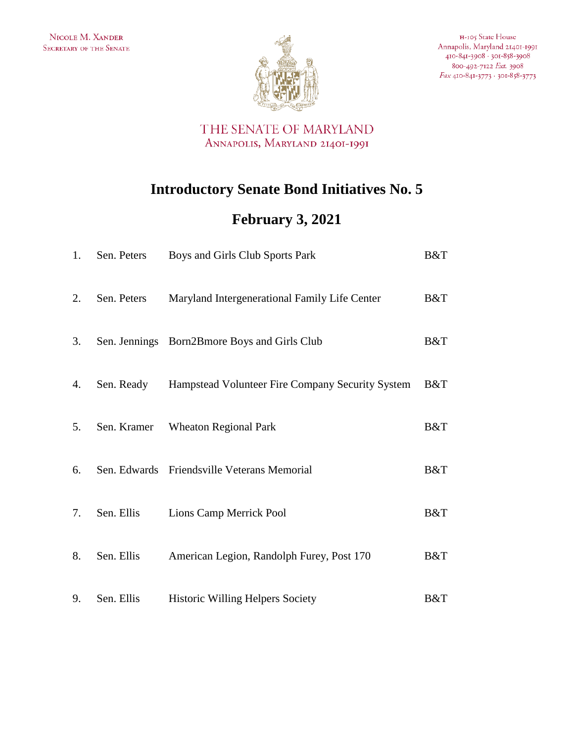NICOLE M. XANDER
SECRETARY OF THE SENATE

H-105 State House
Annapolis, Maryland 21401-1991
410-841-3908 · 301-858-3908
800-492-7122 *Ext.* 3908
*Fax* 410-841-3773 · 301-858-3773

THE SENATE OF MARYLAND
ANNAPOLIS, MARYLAND 21401-1991

# Introductory Senate Bond Initiatives No. 5

## February 3, 2021

| | | | |
|---|---|---|---|
| 1. | Sen. Peters | Boys and Girls Club Sports Park | B&T |
| 2. | Sen. Peters | Maryland Intergenerational Family Life Center | B&T |
| 3. | Sen. Jennings | Born2Bmore Boys and Girls Club | B&T |
| 4. | Sen. Ready | Hampstead Volunteer Fire Company Security System | B&T |
| 5. | Sen. Kramer | Wheaton Regional Park | B&T |
| 6. | Sen. Edwards | Friendsville Veterans Memorial | B&T |
| 7. | Sen. Ellis | Lions Camp Merrick Pool | B&T |
| 8. | Sen. Ellis | American Legion, Randolph Furey, Post 170 | B&T |
| 9. | Sen. Ellis | Historic Willing Helpers Society | B&T |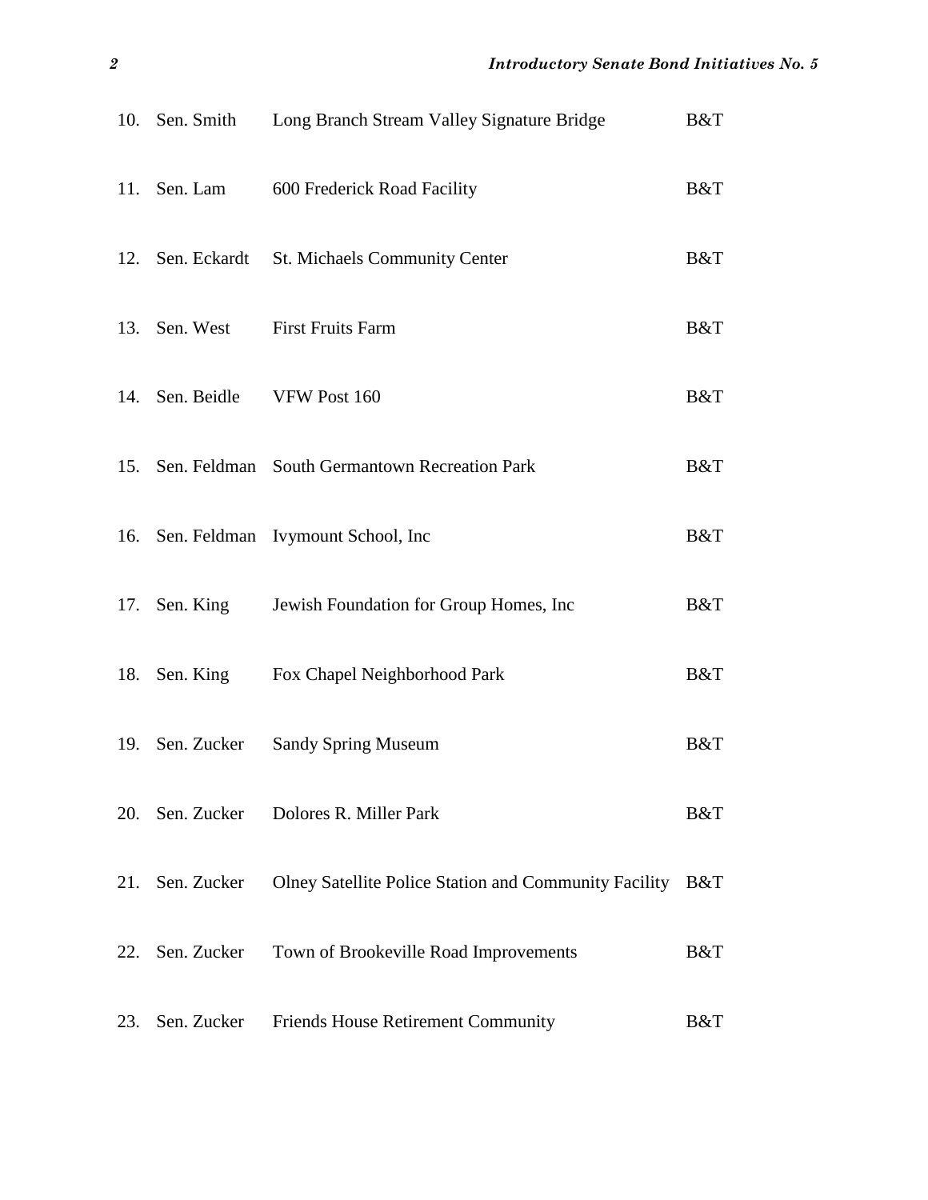| | | | |
|---|---|---|---|
| 10. | Sen. Smith | Long Branch Stream Valley Signature Bridge | B&T |
| 11. | Sen. Lam | 600 Frederick Road Facility | B&T |
| 12. | Sen. Eckardt | St. Michaels Community Center | B&T |
| 13. | Sen. West | First Fruits Farm | B&T |
| 14. | Sen. Beidle | VFW Post 160 | B&T |
| 15. | Sen. Feldman | South Germantown Recreation Park | B&T |
| 16. | Sen. Feldman | Ivymount School, Inc | B&T |
| 17. | Sen. King | Jewish Foundation for Group Homes, Inc | B&T |
| 18. | Sen. King | Fox Chapel Neighborhood Park | B&T |
| 19. | Sen. Zucker | Sandy Spring Museum | B&T |
| 20. | Sen. Zucker | Dolores R. Miller Park | B&T |
| 21. | Sen. Zucker | Olney Satellite Police Station and Community Facility | B&T |
| 22. | Sen. Zucker | Town of Brookeville Road Improvements | B&T |
| 23. | Sen. Zucker | Friends House Retirement Community | B&T |